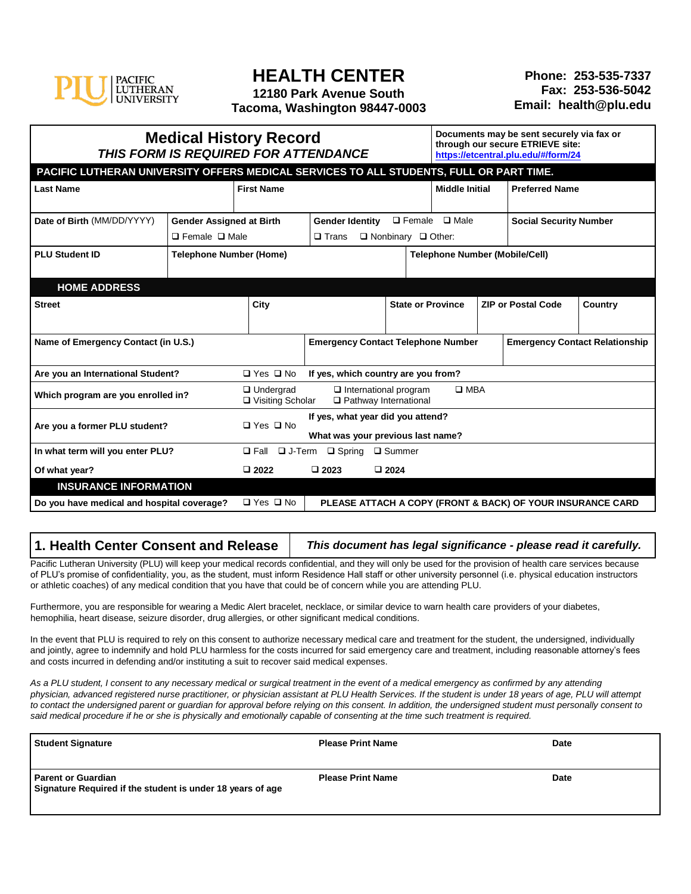PACIFIC LUTHERAN UNIVERSITY

# HEALTH CENTER

**12180 Park Avenue South**
**Tacoma, Washington 98447-0003**

**Phone: 253-535-7337**
**Fax: 253-536-5042**
**Email: health@plu.edu**

## Medical History Record

***THIS FORM IS REQUIRED FOR ATTENDANCE***

**Documents may be sent securely via fax or through our secure ETRIEVE site: https://etcentral.plu.edu/#/form/24**

**PACIFIC LUTHERAN UNIVERSITY OFFERS MEDICAL SERVICES TO ALL STUDENTS, FULL OR PART TIME.**

| **Last Name** | **First Name** | **Middle Initial** | **Preferred Name** |
|---|---|---|---|
| | | | |

| **Date of Birth** (MM/DD/YYYY) | **Gender Assigned at Birth** ❑ Female ❑ Male | **Gender Identity** ❑ Female ❑ Male ❑ Trans ❑ Nonbinary ❑ Other: | **Social Security Number** |
|---|---|---|---|
| | | | |

| **PLU Student ID** | **Telephone Number (Home)** | **Telephone Number (Mobile/Cell)** |
|---|---|---|
| | | |

**HOME ADDRESS**

| **Street** | **City** | **State or Province** | **ZIP or Postal Code** | **Country** |
|---|---|---|---|---|
| | | | | |

| **Name of Emergency Contact (in U.S.)** | **Emergency Contact Telephone Number** | **Emergency Contact Relationship** |
|---|---|---|
| | | |

| | | |
|---|---|---|
| **Are you an International Student?** | ❑ Yes ❑ No | **If yes, which country are you from?** |
| **Which program are you enrolled in?** | ❑ Undergrad ❑ Visiting Scholar | ❑ International program ❑ Pathway International ❑ MBA |
| **Are you a former PLU student?** | ❑ Yes ❑ No | **If yes, what year did you attend?** **What was your previous last name?** |
| **In what term will you enter PLU?** | ❑ Fall ❑ J-Term ❑ Spring ❑ Summer | |
| **Of what year?** | ❑ **2022** ❑ **2023** ❑ **2024** | |

**INSURANCE INFORMATION**

| | | |
|---|---|---|
| **Do you have medical and hospital coverage?** | ❑ Yes ❑ No | **PLEASE ATTACH A COPY (FRONT & BACK) OF YOUR INSURANCE CARD** |

## 1. Health Center Consent and Release

***This document has legal significance - please read it carefully.***

Pacific Lutheran University (PLU) will keep your medical records confidential, and they will only be used for the provision of health care services because of PLU's promise of confidentiality, you, as the student, must inform Residence Hall staff or other university personnel (i.e. physical education instructors or athletic coaches) of any medical condition that you have that could be of concern while you are attending PLU.

Furthermore, you are responsible for wearing a Medic Alert bracelet, necklace, or similar device to warn health care providers of your diabetes, hemophilia, heart disease, seizure disorder, drug allergies, or other significant medical conditions.

In the event that PLU is required to rely on this consent to authorize necessary medical care and treatment for the student, the undersigned, individually and jointly, agree to indemnify and hold PLU harmless for the costs incurred for said emergency care and treatment, including reasonable attorney's fees and costs incurred in defending and/or instituting a suit to recover said medical expenses.

*As a PLU student, I consent to any necessary medical or surgical treatment in the event of a medical emergency as confirmed by any attending physician, advanced registered nurse practitioner, or physician assistant at PLU Health Services. If the student is under 18 years of age, PLU will attempt to contact the undersigned parent or guardian for approval before relying on this consent. In addition, the undersigned student must personally consent to said medical procedure if he or she is physically and emotionally capable of consenting at the time such treatment is required.*

| | | |
|---|---|---|
| **Student Signature** | **Please Print Name** | **Date** |
| **Parent or Guardian** **Signature Required if the student is under 18 years of age** | **Please Print Name** | **Date** |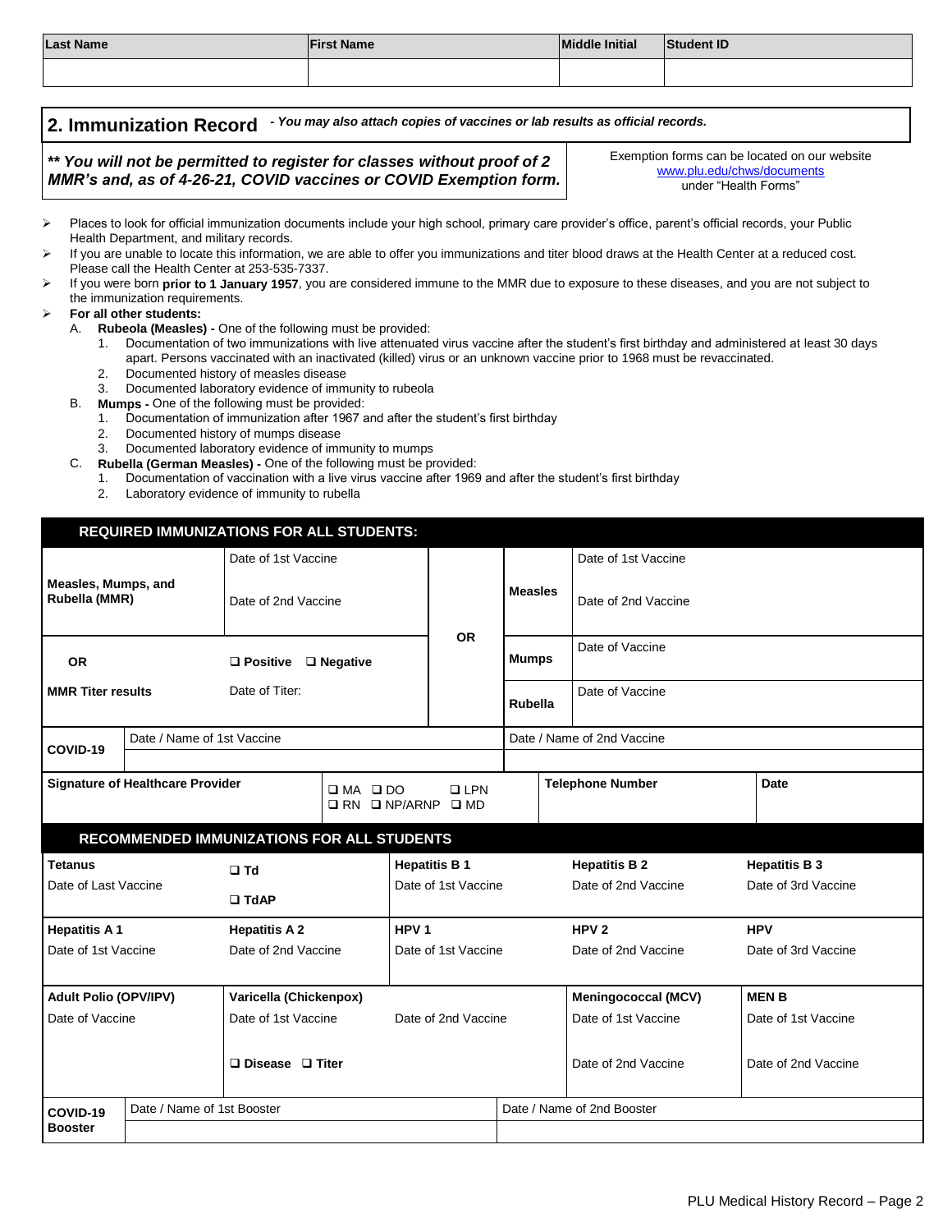| Last Name | First Name | Middle Initial | Student ID |
| --- | --- | --- | --- |
| | | | |

## 2. Immunization Record

*- You may also attach copies of vaccines or lab results as official records.*

***\*\* You will not be permitted to register for classes without proof of 2 MMR's and, as of 4-26-21, COVID vaccines or COVID Exemption form.***

Exemption forms can be located on our website www.plu.edu/chws/documents under "Health Forms"

- Places to look for official immunization documents include your high school, primary care provider's office, parent's official records, your Public Health Department, and military records.
- If you are unable to locate this information, we are able to offer you immunizations and titer blood draws at the Health Center at a reduced cost. Please call the Health Center at 253-535-7337.
- If you were born **prior to 1 January 1957**, you are considered immune to the MMR due to exposure to these diseases, and you are not subject to the immunization requirements.
- **For all other students:**
  - A. **Rubeola (Measles) -** One of the following must be provided:
    1. Documentation of two immunizations with live attenuated virus vaccine after the student's first birthday and administered at least 30 days apart. Persons vaccinated with an inactivated (killed) virus or an unknown vaccine prior to 1968 must be revaccinated.
    2. Documented history of measles disease
    3. Documented laboratory evidence of immunity to rubeola
  - B. **Mumps -** One of the following must be provided:
    1. Documentation of immunization after 1967 and after the student's first birthday
    2. Documented history of mumps disease
    3. Documented laboratory evidence of immunity to mumps
  - C. **Rubella (German Measles) -** One of the following must be provided:
    1. Documentation of vaccination with a live virus vaccine after 1969 and after the student's first birthday
    2. Laboratory evidence of immunity to rubella

### REQUIRED IMMUNIZATIONS FOR ALL STUDENTS:

| | | | | |
| --- | --- | --- | --- | --- |
| **Measles, Mumps, and Rubella (MMR)** | Date of 1st Vaccine<br>Date of 2nd Vaccine | **OR** | **Measles** | Date of 1st Vaccine<br>Date of 2nd Vaccine |
| **OR**<br>**MMR Titer results** | ❑ **Positive** ❑ **Negative**<br>Date of Titer: | | **Mumps** | Date of Vaccine |
| | | | **Rubella** | Date of Vaccine |
| **COVID-19** | Date / Name of 1st Vaccine | | Date / Name of 2nd Vaccine | |
| **Signature of Healthcare Provider** | ❑ MA ❑ DO ❑ LPN ❑ RN ❑ NP/ARNP ❑ MD | | **Telephone Number** | **Date** |

### RECOMMENDED IMMUNIZATIONS FOR ALL STUDENTS

| | | | | |
| --- | --- | --- | --- | --- |
| **Tetanus**<br>Date of Last Vaccine | ❑ **Td**<br>❑ **TdAP** | **Hepatitis B 1**<br>Date of 1st Vaccine | **Hepatitis B 2**<br>Date of 2nd Vaccine | **Hepatitis B 3**<br>Date of 3rd Vaccine |
| **Hepatitis A 1**<br>Date of 1st Vaccine | **Hepatitis A 2**<br>Date of 2nd Vaccine | **HPV 1**<br>Date of 1st Vaccine | **HPV 2**<br>Date of 2nd Vaccine | **HPV**<br>Date of 3rd Vaccine |
| **Adult Polio (OPV/IPV)**<br>Date of Vaccine | **Varicella (Chickenpox)**<br>Date of 1st Vaccine<br>❑ **Disease** ❑ **Titer** | Date of 2nd Vaccine | **Meningococcal (MCV)**<br>Date of 1st Vaccine<br>Date of 2nd Vaccine | **MEN B**<br>Date of 1st Vaccine<br>Date of 2nd Vaccine |
| **COVID-19 Booster** | Date / Name of 1st Booster | | Date / Name of 2nd Booster | |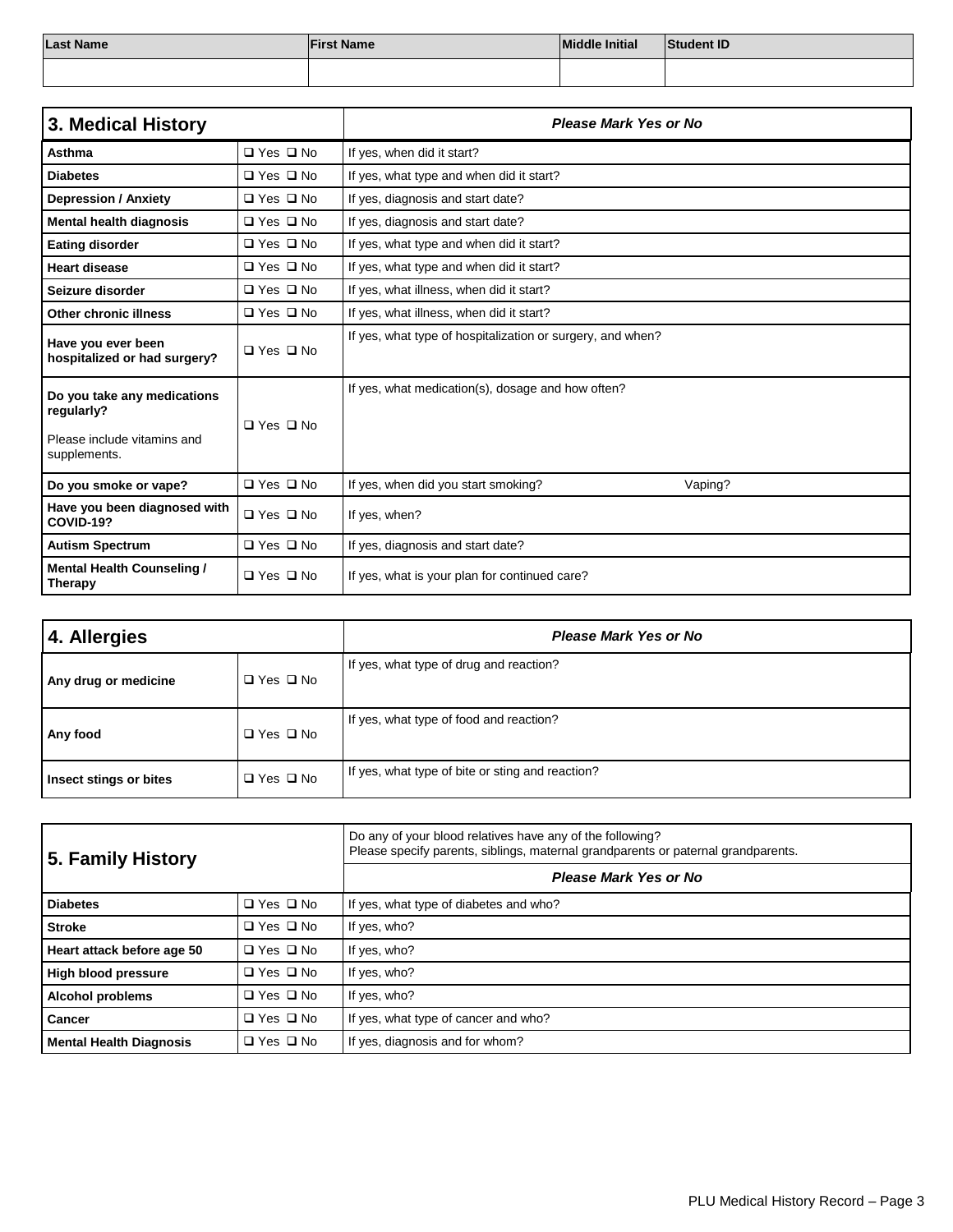| Last Name | First Name | Middle Initial | Student ID |
|---|---|---|---|
| | | | |

| 3. Medical History | | *Please Mark Yes or No* |
|---|---|---|
| **Asthma** | ❑ Yes ❑ No | If yes, when did it start? |
| **Diabetes** | ❑ Yes ❑ No | If yes, what type and when did it start? |
| **Depression / Anxiety** | ❑ Yes ❑ No | If yes, diagnosis and start date? |
| **Mental health diagnosis** | ❑ Yes ❑ No | If yes, diagnosis and start date? |
| **Eating disorder** | ❑ Yes ❑ No | If yes, what type and when did it start? |
| **Heart disease** | ❑ Yes ❑ No | If yes, what type and when did it start? |
| **Seizure disorder** | ❑ Yes ❑ No | If yes, what illness, when did it start? |
| **Other chronic illness** | ❑ Yes ❑ No | If yes, what illness, when did it start? |
| **Have you ever been hospitalized or had surgery?** | ❑ Yes ❑ No | If yes, what type of hospitalization or surgery, and when? |
| **Do you take any medications regularly?** Please include vitamins and supplements. | ❑ Yes ❑ No | If yes, what medication(s), dosage and how often? |
| **Do you smoke or vape?** | ❑ Yes ❑ No | If yes, when did you start smoking? Vaping? |
| **Have you been diagnosed with COVID-19?** | ❑ Yes ❑ No | If yes, when? |
| **Autism Spectrum** | ❑ Yes ❑ No | If yes, diagnosis and start date? |
| **Mental Health Counseling / Therapy** | ❑ Yes ❑ No | If yes, what is your plan for continued care? |

| 4. Allergies | | *Please Mark Yes or No* |
|---|---|---|
| **Any drug or medicine** | ❑ Yes ❑ No | If yes, what type of drug and reaction? |
| **Any food** | ❑ Yes ❑ No | If yes, what type of food and reaction? |
| **Insect stings or bites** | ❑ Yes ❑ No | If yes, what type of bite or sting and reaction? |

| 5. Family History | | Do any of your blood relatives have any of the following? Please specify parents, siblings, maternal grandparents or paternal grandparents. *Please Mark Yes or No* |
|---|---|---|
| **Diabetes** | ❑ Yes ❑ No | If yes, what type of diabetes and who? |
| **Stroke** | ❑ Yes ❑ No | If yes, who? |
| **Heart attack before age 50** | ❑ Yes ❑ No | If yes, who? |
| **High blood pressure** | ❑ Yes ❑ No | If yes, who? |
| **Alcohol problems** | ❑ Yes ❑ No | If yes, who? |
| **Cancer** | ❑ Yes ❑ No | If yes, what type of cancer and who? |
| **Mental Health Diagnosis** | ❑ Yes ❑ No | If yes, diagnosis and for whom? |